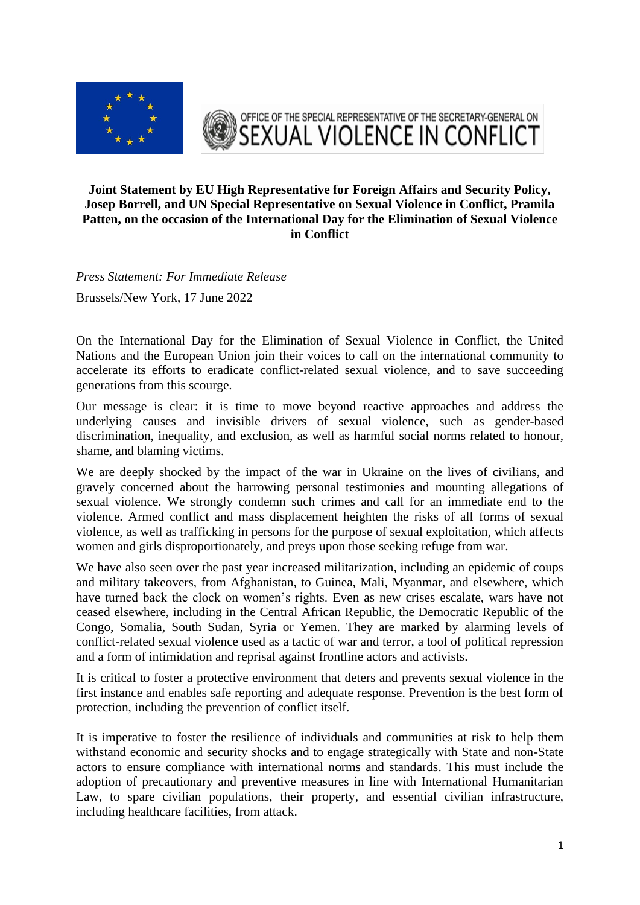OFFICE OF THE SPECIAL REPRESENTATIVE OF THE SECRETARY-GENERAL ON SEXUAL VIOLENCE IN CONFLICT

**Joint Statement by EU High Representative for Foreign Affairs and Security Policy, Josep Borrell, and UN Special Representative on Sexual Violence in Conflict, Pramila Patten, on the occasion of the International Day for the Elimination of Sexual Violence in Conflict**

*Press Statement: For Immediate Release*

Brussels/New York, 17 June 2022

On the International Day for the Elimination of Sexual Violence in Conflict, the United Nations and the European Union join their voices to call on the international community to accelerate its efforts to eradicate conflict-related sexual violence, and to save succeeding generations from this scourge.

Our message is clear: it is time to move beyond reactive approaches and address the underlying causes and invisible drivers of sexual violence, such as gender-based discrimination, inequality, and exclusion, as well as harmful social norms related to honour, shame, and blaming victims.

We are deeply shocked by the impact of the war in Ukraine on the lives of civilians, and gravely concerned about the harrowing personal testimonies and mounting allegations of sexual violence. We strongly condemn such crimes and call for an immediate end to the violence. Armed conflict and mass displacement heighten the risks of all forms of sexual violence, as well as trafficking in persons for the purpose of sexual exploitation, which affects women and girls disproportionately, and preys upon those seeking refuge from war.

We have also seen over the past year increased militarization, including an epidemic of coups and military takeovers, from Afghanistan, to Guinea, Mali, Myanmar, and elsewhere, which have turned back the clock on women's rights. Even as new crises escalate, wars have not ceased elsewhere, including in the Central African Republic, the Democratic Republic of the Congo, Somalia, South Sudan, Syria or Yemen. They are marked by alarming levels of conflict-related sexual violence used as a tactic of war and terror, a tool of political repression and a form of intimidation and reprisal against frontline actors and activists.

It is critical to foster a protective environment that deters and prevents sexual violence in the first instance and enables safe reporting and adequate response. Prevention is the best form of protection, including the prevention of conflict itself.

It is imperative to foster the resilience of individuals and communities at risk to help them withstand economic and security shocks and to engage strategically with State and non-State actors to ensure compliance with international norms and standards. This must include the adoption of precautionary and preventive measures in line with International Humanitarian Law, to spare civilian populations, their property, and essential civilian infrastructure, including healthcare facilities, from attack.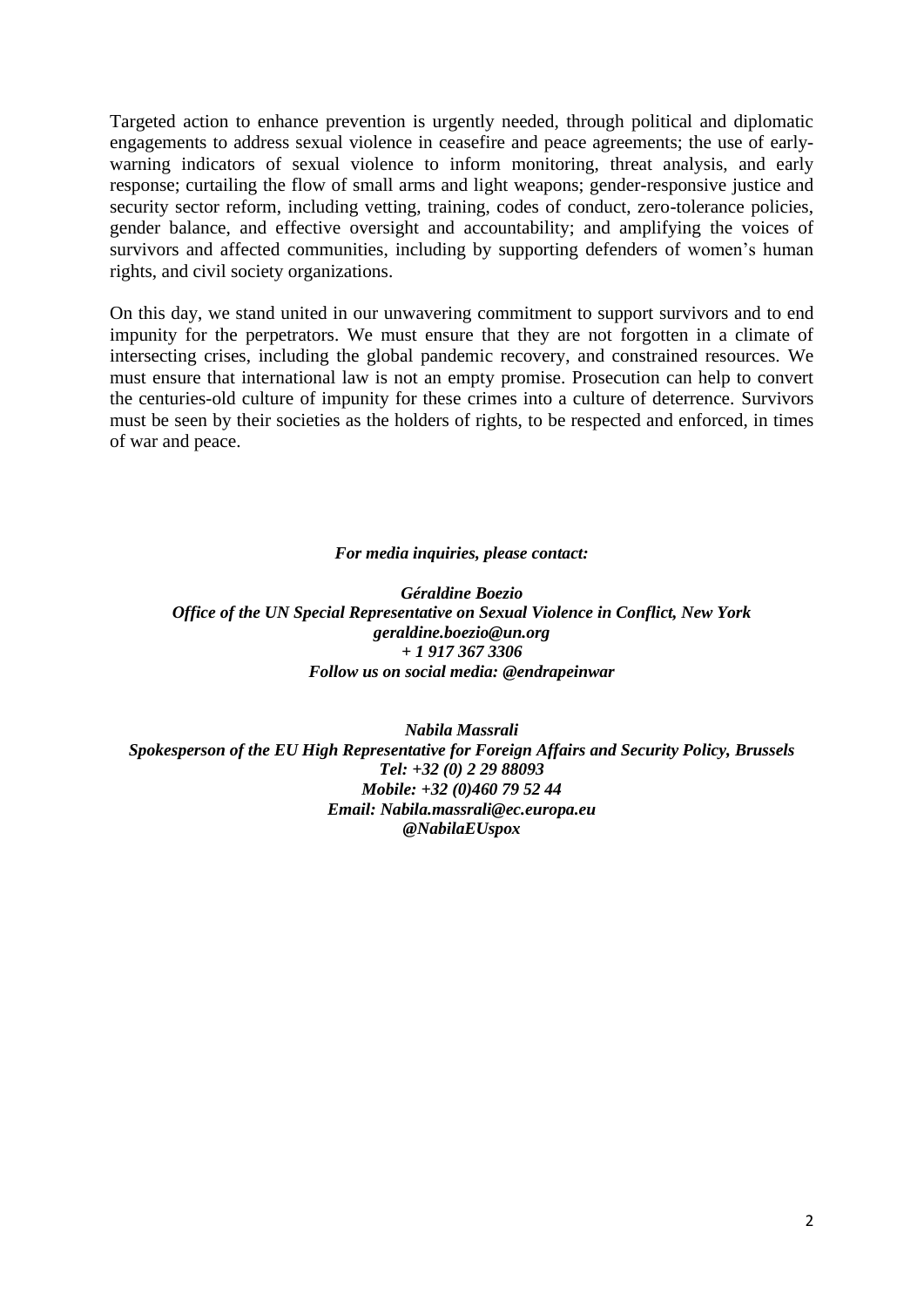Targeted action to enhance prevention is urgently needed, through political and diplomatic engagements to address sexual violence in ceasefire and peace agreements; the use of early-warning indicators of sexual violence to inform monitoring, threat analysis, and early response; curtailing the flow of small arms and light weapons; gender-responsive justice and security sector reform, including vetting, training, codes of conduct, zero-tolerance policies, gender balance, and effective oversight and accountability; and amplifying the voices of survivors and affected communities, including by supporting defenders of women's human rights, and civil society organizations.

On this day, we stand united in our unwavering commitment to support survivors and to end impunity for the perpetrators. We must ensure that they are not forgotten in a climate of intersecting crises, including the global pandemic recovery, and constrained resources. We must ensure that international law is not an empty promise. Prosecution can help to convert the centuries-old culture of impunity for these crimes into a culture of deterrence. Survivors must be seen by their societies as the holders of rights, to be respected and enforced, in times of war and peace.

***For media inquiries, please contact:***

***Géraldine Boezio***
***Office of the UN Special Representative on Sexual Violence in Conflict, New York***
***geraldine.boezio@un.org***
***+ 1 917 367 3306***
***Follow us on social media: @endrapeinwar***

***Nabila Massrali***
***Spokesperson of the EU High Representative for Foreign Affairs and Security Policy, Brussels***
***Tel: +32 (0) 2 29 88093***
***Mobile: +32 (0)460 79 52 44***
***Email: Nabila.massrali@ec.europa.eu***
***@NabilaEUspox***